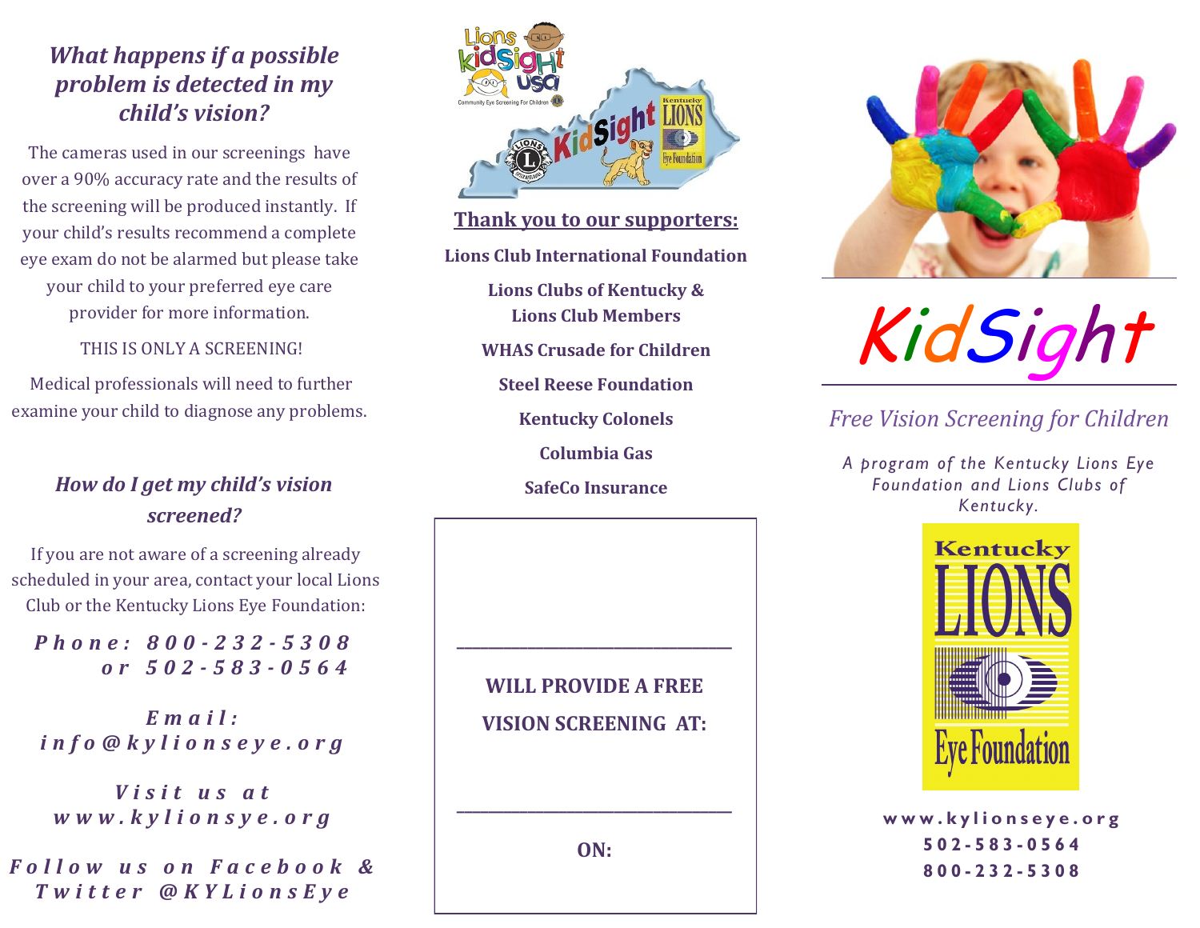### *What happens if a possible problem is detected in my child's vision?*

The cameras used in our screenings have over a 90% accuracy rate and the results of the screening will be produced instantly. If your child's results recommend a complete eye exam do not be alarmed but please take your child to your preferred eye care provider for more information.

THIS IS ONLY A SCREENING!

Medical professionals will need to further examine your child to diagnose any problems.

### *How do I get my child's vision screened?*

If you are not aware of a screening already scheduled in your area, contact your local Lions Club or the Kentucky Lions Eye Foundation:

***Phone: 800-232-5308 or 502-583-0564***

***Email: info@kylionseye.org***

***Visit us at www.kylionsye.org***

***Follow us on Facebook & Twitter @KYLionsEye***

## Thank you to our supporters:

**Lions Club International Foundation**

**Lions Clubs of Kentucky & Lions Club Members**

**WHAS Crusade for Children**

**Steel Reese Foundation**

**Kentucky Colonels**

**Columbia Gas**

**SafeCo Insurance**

_______________________________

**WILL PROVIDE A FREE VISION SCREENING AT:**

_______________________________

**ON:**

# KidSight

*Free Vision Screening for Children*

*A program of the Kentucky Lions Eye Foundation and Lions Clubs of Kentucky.*

Kentucky LIONS Eye Foundation

**www.kylionseye.org**
**502-583-0564**
**800-232-5308**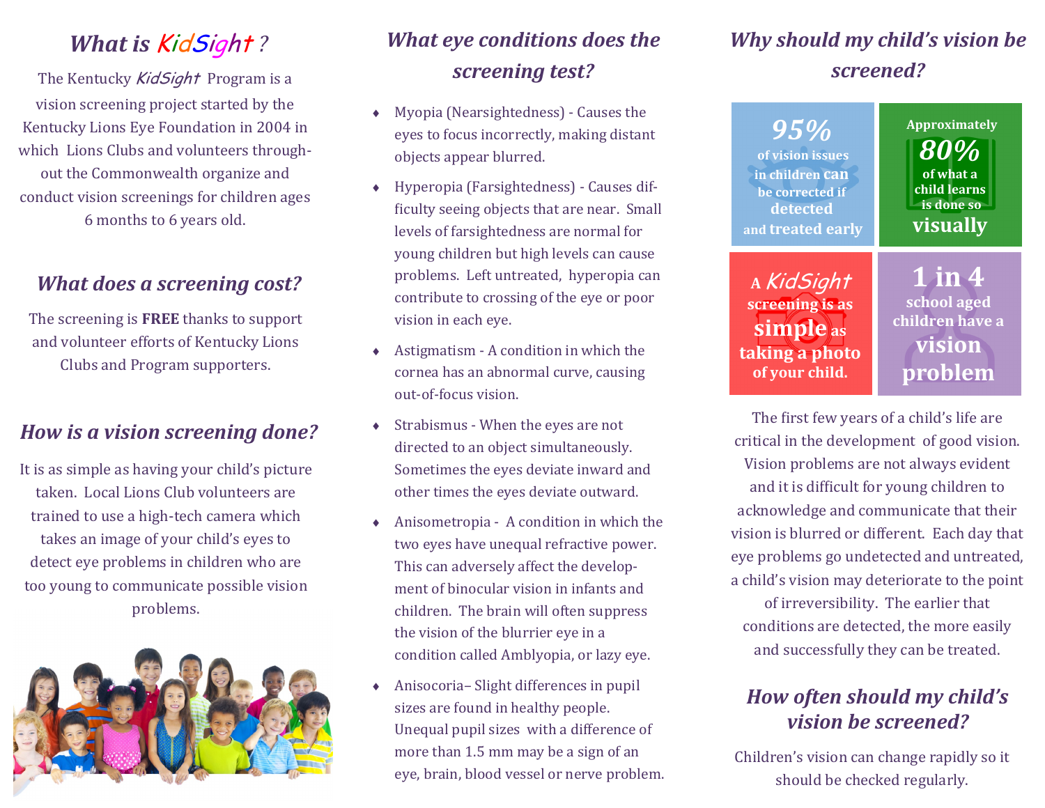## *What is KidSight?*

The Kentucky *KidSight* Program is a vision screening project started by the Kentucky Lions Eye Foundation in 2004 in which Lions Clubs and volunteers throughout the Commonwealth organize and conduct vision screenings for children ages 6 months to 6 years old.

## *What does a screening cost?*

The screening is **FREE** thanks to support and volunteer efforts of Kentucky Lions Clubs and Program supporters.

## *How is a vision screening done?*

It is as simple as having your child's picture taken. Local Lions Club volunteers are trained to use a high-tech camera which takes an image of your child's eyes to detect eye problems in children who are too young to communicate possible vision problems.

## *What eye conditions does the screening test?*

- Myopia (Nearsightedness) - Causes the eyes to focus incorrectly, making distant objects appear blurred.
- Hyperopia (Farsightedness) - Causes difficulty seeing objects that are near. Small levels of farsightedness are normal for young children but high levels can cause problems. Left untreated, hyperopia can contribute to crossing of the eye or poor vision in each eye.
- Astigmatism - A condition in which the cornea has an abnormal curve, causing out-of-focus vision.
- Strabismus - When the eyes are not directed to an object simultaneously. Sometimes the eyes deviate inward and other times the eyes deviate outward.
- Anisometropia - A condition in which the two eyes have unequal refractive power. This can adversely affect the development of binocular vision in infants and children. The brain will often suppress the vision of the blurrier eye in a condition called Amblyopia, or lazy eye.
- Anisocoria– Slight differences in pupil sizes are found in healthy people. Unequal pupil sizes with a difference of more than 1.5 mm may be a sign of an eye, brain, blood vessel or nerve problem.

## *Why should my child's vision be screened?*

**95%** of vision issues in children can be corrected if detected and treated early

Approximately **80%** of what a child learns is done so **visually**

A *KidSight* screening is as **simple** as taking a photo of your child.

**1 in 4** school aged children have a **vision problem**

The first few years of a child's life are critical in the development of good vision. Vision problems are not always evident and it is difficult for young children to acknowledge and communicate that their vision is blurred or different. Each day that eye problems go undetected and untreated, a child's vision may deteriorate to the point of irreversibility. The earlier that conditions are detected, the more easily and successfully they can be treated.

## *How often should my child's vision be screened?*

Children's vision can change rapidly so it should be checked regularly.